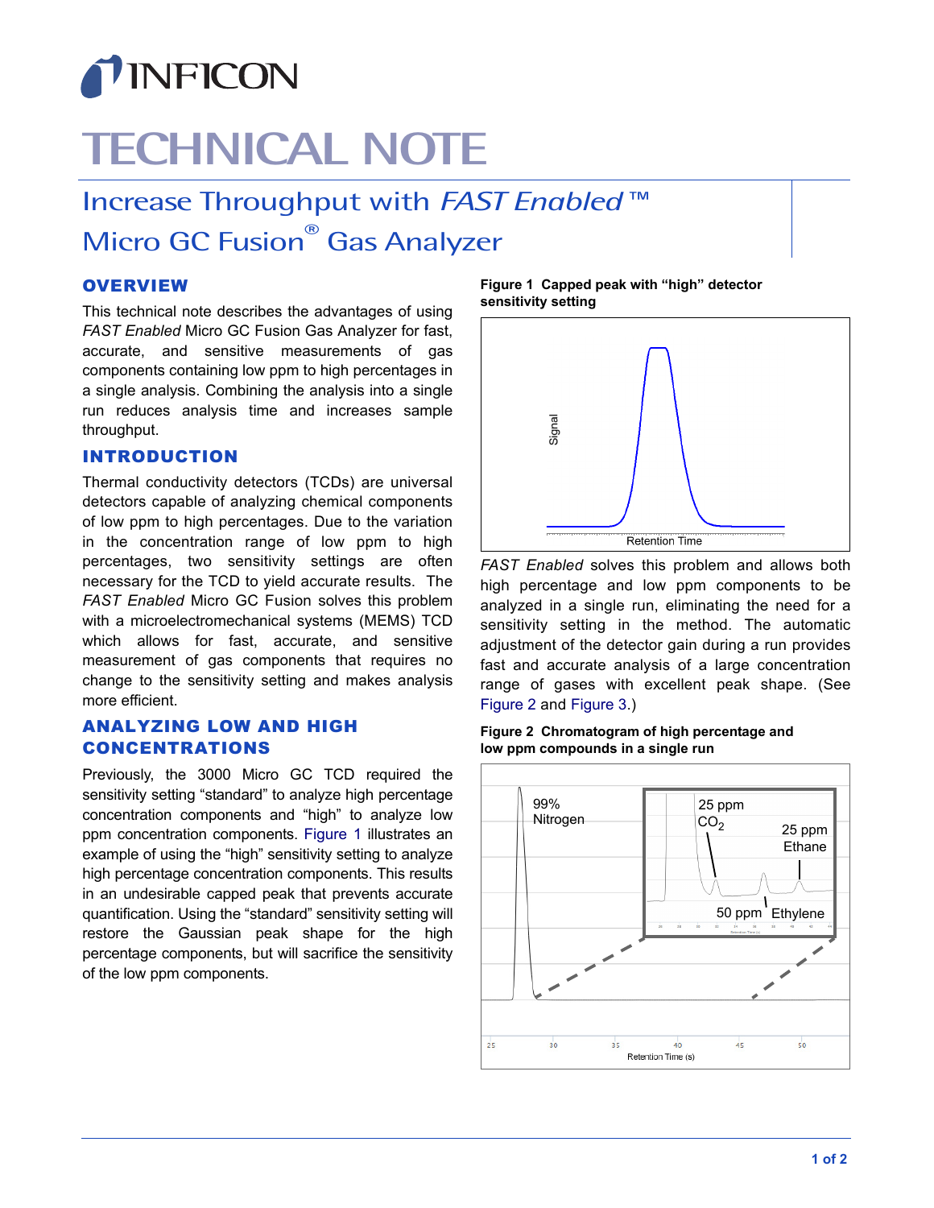# TECHNICAL NOTE

## Increase Throughput with *FAST Enabled* ™ Micro GC Fusion® Gas Analyzer

### OVERVIEW

This technical note describes the advantages of using *FAST Enabled* Micro GC Fusion Gas Analyzer for fast, accurate, and sensitive measurements of gas components containing low ppm to high percentages in a single analysis. Combining the analysis into a single run reduces analysis time and increases sample throughput.

### INTRODUCTION

Thermal conductivity detectors (TCDs) are universal detectors capable of analyzing chemical components of low ppm to high percentages. Due to the variation in the concentration range of low ppm to high percentages, two sensitivity settings are often necessary for the TCD to yield accurate results. The *FAST Enabled* Micro GC Fusion solves this problem with a microelectromechanical systems (MEMS) TCD which allows for fast, accurate, and sensitive measurement of gas components that requires no change to the sensitivity setting and makes analysis more efficient.

### ANALYZING LOW AND HIGH CONCENTRATIONS

Previously, the 3000 Micro GC TCD required the sensitivity setting "standard" to analyze high percentage concentration components and "high" to analyze low ppm concentration components. Figure 1 illustrates an example of using the "high" sensitivity setting to analyze high percentage concentration components. This results in an undesirable capped peak that prevents accurate quantification. Using the "standard" sensitivity setting will restore the Gaussian peak shape for the high percentage components, but will sacrifice the sensitivity of the low ppm components.

**Figure 1 Capped peak with "high" detector sensitivity setting**

*FAST Enabled* solves this problem and allows both high percentage and low ppm components to be analyzed in a single run, eliminating the need for a sensitivity setting in the method. The automatic adjustment of the detector gain during a run provides fast and accurate analysis of a large concentration range of gases with excellent peak shape. (See Figure 2 and Figure 3.)

**Figure 2 Chromatogram of high percentage and low ppm compounds in a single run**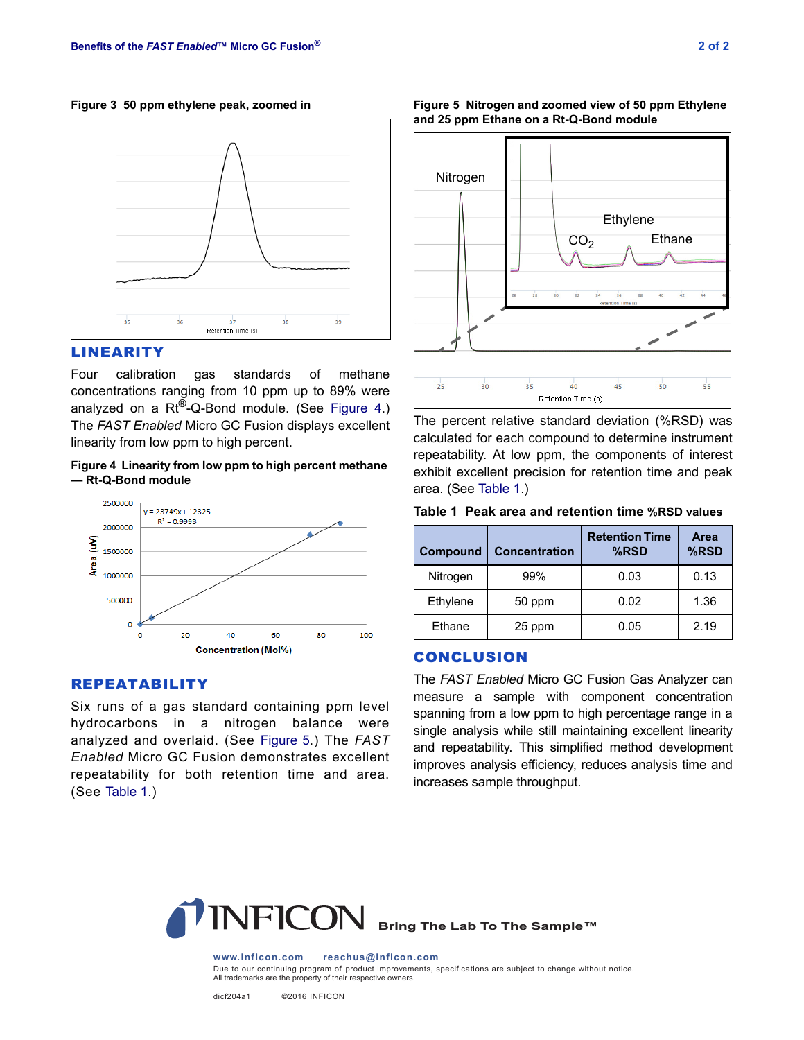**Figure 3  50 ppm ethylene peak, zoomed in**

35
36
37
38
39
Retention Time (s)

## LINEARITY

Four calibration gas standards of methane concentrations ranging from 10 ppm up to 89% were analyzed on a Rt®-Q-Bond module. (See Figure 4.) The *FAST Enabled* Micro GC Fusion displays excellent linearity from low ppm to high percent.

**Figure 4  Linearity from low ppm to high percent methane — Rt-Q-Bond module**

y = 23749x + 12325
$R^2$ = 0.9993
2500000
2000000
1500000
1000000
500000
0
Area (uV)
0
20
40
60
80
100
Concentration (Mol%)

## REPEATABILITY

Six runs of a gas standard containing ppm level hydrocarbons in a nitrogen balance were analyzed and overlaid. (See Figure 5.) The *FAST Enabled* Micro GC Fusion demonstrates excellent repeatability for both retention time and area. (See Table 1.)

**Figure 5  Nitrogen and zoomed view of 50 ppm Ethylene and 25 ppm Ethane on a Rt-Q-Bond module**

Nitrogen
Ethylene
$CO_2$
Ethane
25
30
35
40
45
50
55
Retention Time (s)

The percent relative standard deviation (%RSD) was calculated for each compound to determine instrument repeatability. At low ppm, the components of interest exhibit excellent precision for retention time and peak area. (See Table 1.)

**Table 1  Peak area and retention time %RSD values**

| Compound | Concentration | Retention Time %RSD | Area %RSD |
|---|---|---|---|
| Nitrogen | 99% | 0.03 | 0.13 |
| Ethylene | 50 ppm | 0.02 | 1.36 |
| Ethane | 25 ppm | 0.05 | 2.19 |

## CONCLUSION

The *FAST Enabled* Micro GC Fusion Gas Analyzer can measure a sample with component concentration spanning from a low ppm to high percentage range in a single analysis while still maintaining excellent linearity and repeatability. This simplified method development improves analysis efficiency, reduces analysis time and increases sample throughput.

INFICON Bring The Lab To The Sample™

www.inficon.com    reachus@inficon.com

Due to our continuing program of product improvements, specifications are subject to change without notice.
All trademarks are the property of their respective owners.

dicf204a1    ©2016 INFICON